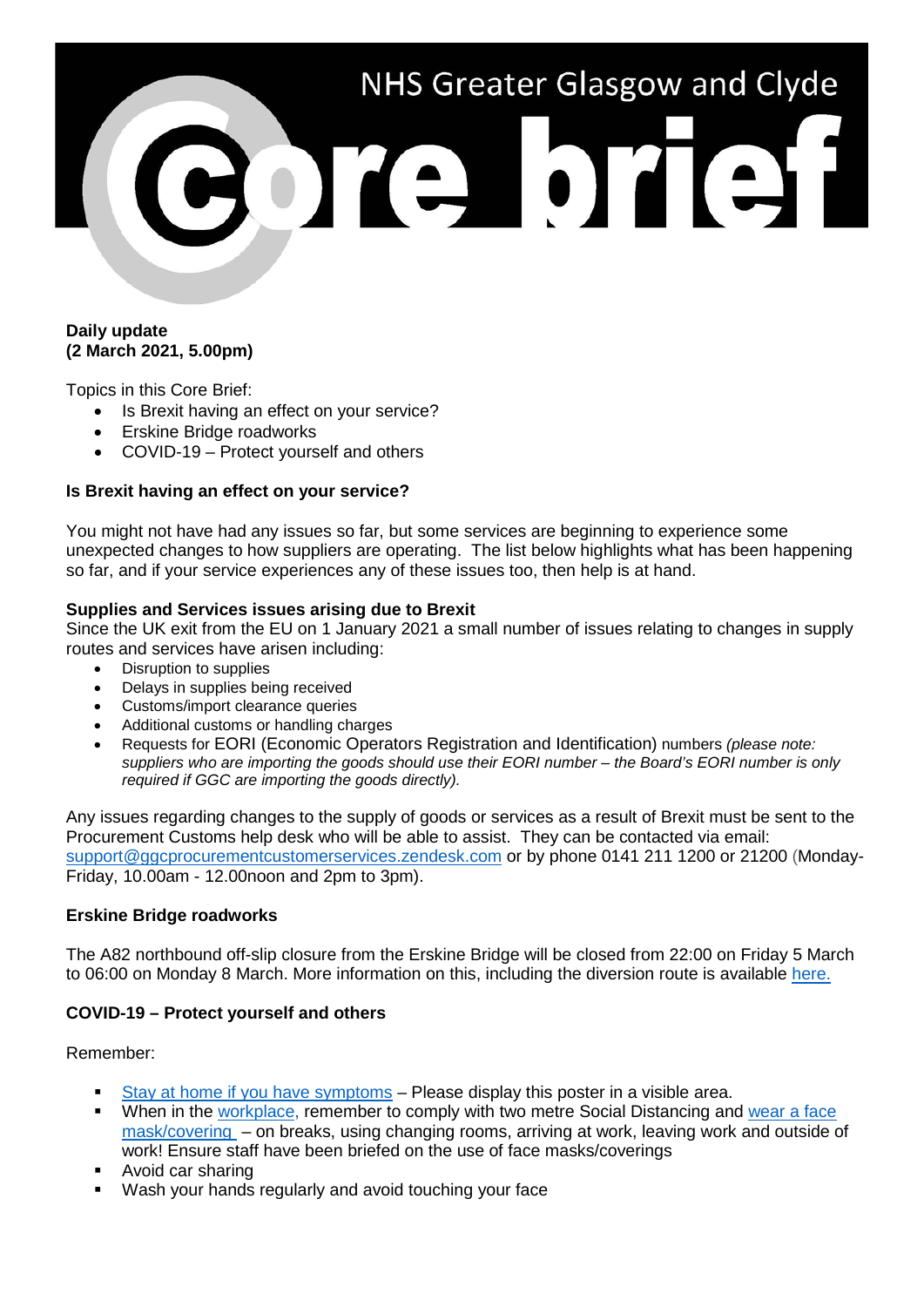# NHS Greater Glasgow and Clyde

# Core brief

**Daily update**
**(2 March 2021, 5.00pm)**

Topics in this Core Brief:

- Is Brexit having an effect on your service?
- Erskine Bridge roadworks
- COVID-19 – Protect yourself and others

## Is Brexit having an effect on your service?

You might not have had any issues so far, but some services are beginning to experience some unexpected changes to how suppliers are operating. The list below highlights what has been happening so far, and if your service experiences any of these issues too, then help is at hand.

### Supplies and Services issues arising due to Brexit

Since the UK exit from the EU on 1 January 2021 a small number of issues relating to changes in supply routes and services have arisen including:

- Disruption to supplies
- Delays in supplies being received
- Customs/import clearance queries
- Additional customs or handling charges
- Requests for EORI (Economic Operators Registration and Identification) numbers *(please note: suppliers who are importing the goods should use their EORI number – the Board's EORI number is only required if GGC are importing the goods directly).*

Any issues regarding changes to the supply of goods or services as a result of Brexit must be sent to the Procurement Customs help desk who will be able to assist. They can be contacted via email: support@ggcprocurementcustomerservices.zendesk.com or by phone 0141 211 1200 or 21200 (Monday-Friday, 10.00am - 12.00noon and 2pm to 3pm).

## Erskine Bridge roadworks

The A82 northbound off-slip closure from the Erskine Bridge will be closed from 22:00 on Friday 5 March to 06:00 on Monday 8 March. More information on this, including the diversion route is available here.

## COVID-19 – Protect yourself and others

Remember:

- Stay at home if you have symptoms – Please display this poster in a visible area.
- When in the workplace, remember to comply with two metre Social Distancing and wear a face mask/covering – on breaks, using changing rooms, arriving at work, leaving work and outside of work! Ensure staff have been briefed on the use of face masks/coverings
- Avoid car sharing
- Wash your hands regularly and avoid touching your face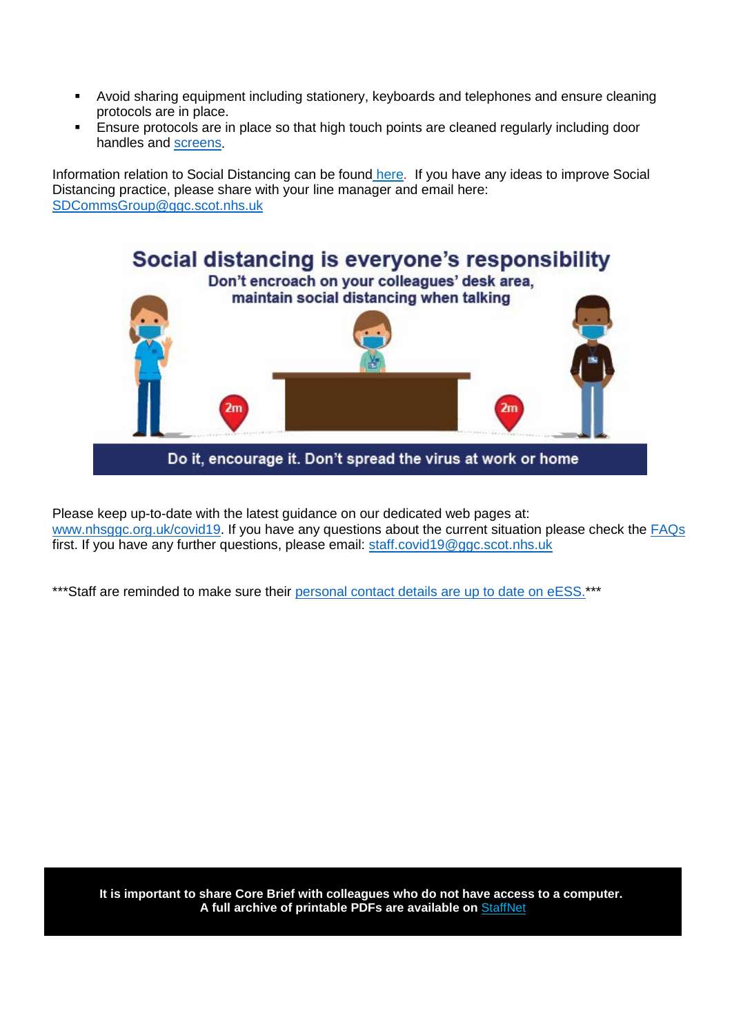- Avoid sharing equipment including stationery, keyboards and telephones and ensure cleaning protocols are in place.
- Ensure protocols are in place so that high touch points are cleaned regularly including door handles and screens.

Information relation to Social Distancing can be found here. If you have any ideas to improve Social Distancing practice, please share with your line manager and email here: SDCommsGroup@ggc.scot.nhs.uk

**Social distancing is everyone's responsibility**

**Don't encroach on your colleagues' desk area, maintain social distancing when talking**

2m

2m

**Do it, encourage it. Don't spread the virus at work or home**

Please keep up-to-date with the latest guidance on our dedicated web pages at: www.nhsggc.org.uk/covid19. If you have any questions about the current situation please check the FAQs first. If you have any further questions, please email: staff.covid19@ggc.scot.nhs.uk

***Staff are reminded to make sure their personal contact details are up to date on eESS.***

**It is important to share Core Brief with colleagues who do not have access to a computer.**
**A full archive of printable PDFs are available on StaffNet**